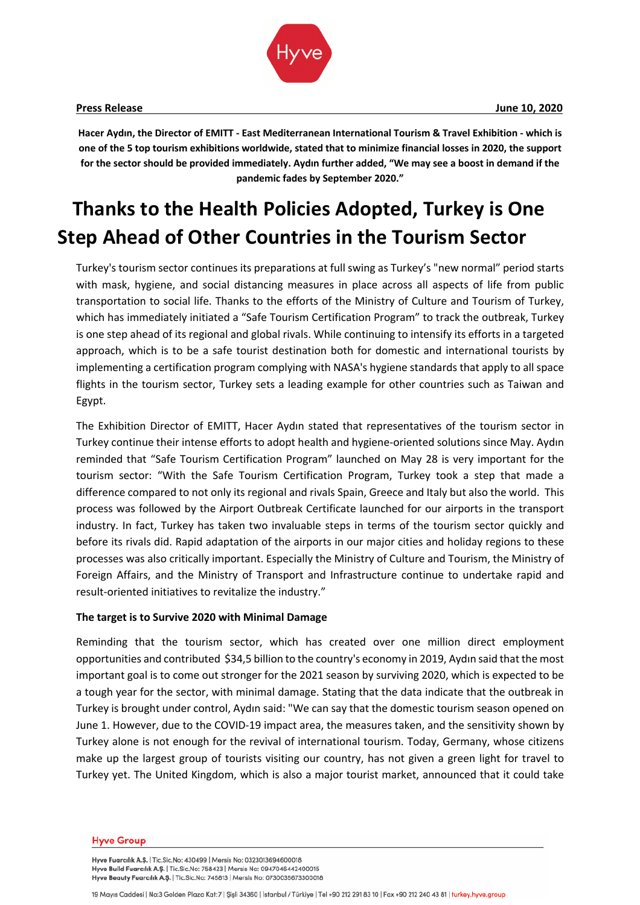**Press Release** **June 10, 2020**

**Hacer Aydın, the Director of EMITT - East Mediterranean International Tourism & Travel Exhibition - which is one of the 5 top tourism exhibitions worldwide, stated that to minimize financial losses in 2020, the support for the sector should be provided immediately. Aydın further added, "We may see a boost in demand if the pandemic fades by September 2020."**

# Thanks to the Health Policies Adopted, Turkey is One Step Ahead of Other Countries in the Tourism Sector

Turkey's tourism sector continues its preparations at full swing as Turkey's "new normal" period starts with mask, hygiene, and social distancing measures in place across all aspects of life from public transportation to social life. Thanks to the efforts of the Ministry of Culture and Tourism of Turkey, which has immediately initiated a "Safe Tourism Certification Program" to track the outbreak, Turkey is one step ahead of its regional and global rivals. While continuing to intensify its efforts in a targeted approach, which is to be a safe tourist destination both for domestic and international tourists by implementing a certification program complying with NASA's hygiene standards that apply to all space flights in the tourism sector, Turkey sets a leading example for other countries such as Taiwan and Egypt.

The Exhibition Director of EMITT, Hacer Aydın stated that representatives of the tourism sector in Turkey continue their intense efforts to adopt health and hygiene-oriented solutions since May. Aydın reminded that "Safe Tourism Certification Program" launched on May 28 is very important for the tourism sector: "With the Safe Tourism Certification Program, Turkey took a step that made a difference compared to not only its regional and rivals Spain, Greece and Italy but also the world. This process was followed by the Airport Outbreak Certificate launched for our airports in the transport industry. In fact, Turkey has taken two invaluable steps in terms of the tourism sector quickly and before its rivals did. Rapid adaptation of the airports in our major cities and holiday regions to these processes was also critically important. Especially the Ministry of Culture and Tourism, the Ministry of Foreign Affairs, and the Ministry of Transport and Infrastructure continue to undertake rapid and result-oriented initiatives to revitalize the industry."

### The target is to Survive 2020 with Minimal Damage

Reminding that the tourism sector, which has created over one million direct employment opportunities and contributed $34,5 billion to the country's economy in 2019, Aydın said that the most important goal is to come out stronger for the 2021 season by surviving 2020, which is expected to be a tough year for the sector, with minimal damage. Stating that the data indicate that the outbreak in Turkey is brought under control, Aydın said: "We can say that the domestic tourism season opened on June 1. However, due to the COVID-19 impact area, the measures taken, and the sensitivity shown by Turkey alone is not enough for the revival of international tourism. Today, Germany, whose citizens make up the largest group of tourists visiting our country, has not given a green light for travel to Turkey yet. The United Kingdom, which is also a major tourist market, announced that it could take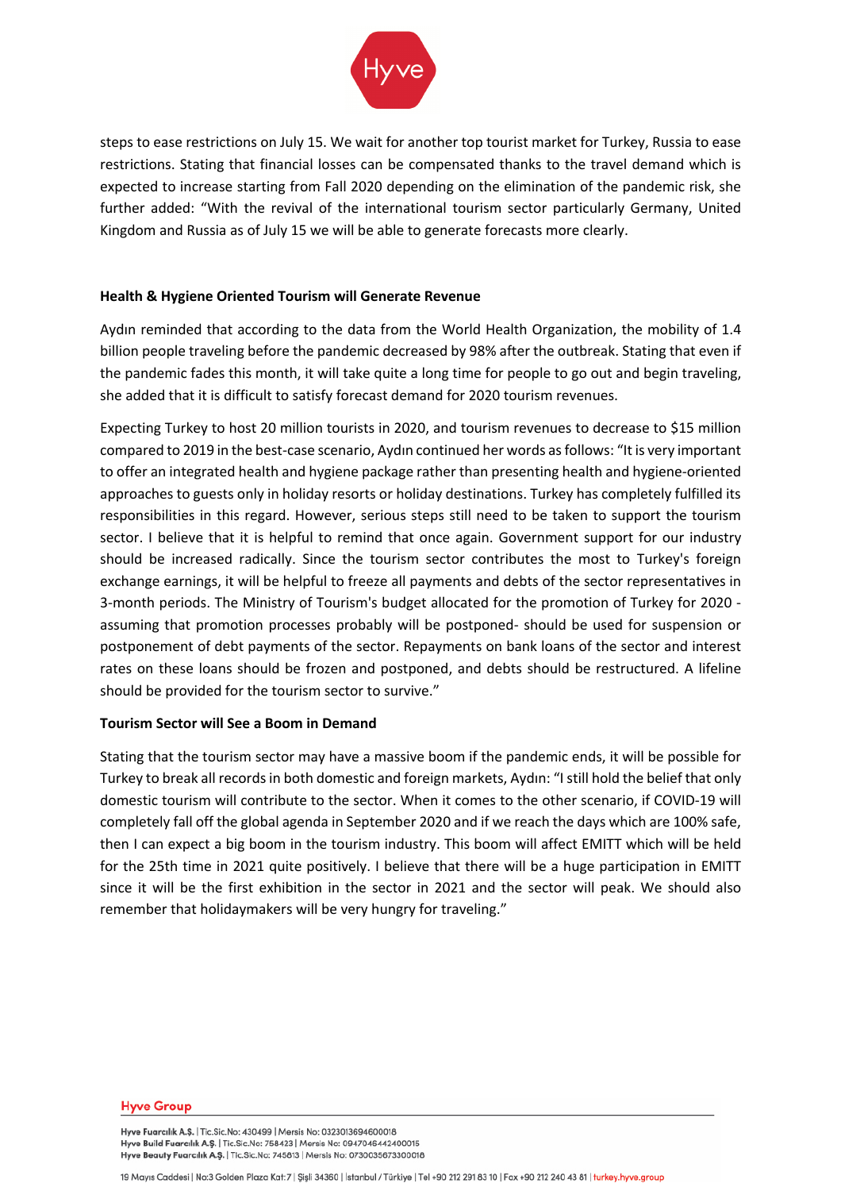steps to ease restrictions on July 15. We wait for another top tourist market for Turkey, Russia to ease restrictions. Stating that financial losses can be compensated thanks to the travel demand which is expected to increase starting from Fall 2020 depending on the elimination of the pandemic risk, she further added: "With the revival of the international tourism sector particularly Germany, United Kingdom and Russia as of July 15 we will be able to generate forecasts more clearly.

**Health & Hygiene Oriented Tourism will Generate Revenue**

Aydın reminded that according to the data from the World Health Organization, the mobility of 1.4 billion people traveling before the pandemic decreased by 98% after the outbreak. Stating that even if the pandemic fades this month, it will take quite a long time for people to go out and begin traveling, she added that it is difficult to satisfy forecast demand for 2020 tourism revenues.

Expecting Turkey to host 20 million tourists in 2020, and tourism revenues to decrease to $15 million compared to 2019 in the best-case scenario, Aydın continued her words as follows: "It is very important to offer an integrated health and hygiene package rather than presenting health and hygiene-oriented approaches to guests only in holiday resorts or holiday destinations. Turkey has completely fulfilled its responsibilities in this regard. However, serious steps still need to be taken to support the tourism sector. I believe that it is helpful to remind that once again. Government support for our industry should be increased radically. Since the tourism sector contributes the most to Turkey's foreign exchange earnings, it will be helpful to freeze all payments and debts of the sector representatives in 3-month periods. The Ministry of Tourism's budget allocated for the promotion of Turkey for 2020 -assuming that promotion processes probably will be postponed- should be used for suspension or postponement of debt payments of the sector. Repayments on bank loans of the sector and interest rates on these loans should be frozen and postponed, and debts should be restructured. A lifeline should be provided for the tourism sector to survive."

**Tourism Sector will See a Boom in Demand**

Stating that the tourism sector may have a massive boom if the pandemic ends, it will be possible for Turkey to break all records in both domestic and foreign markets, Aydın: "I still hold the belief that only domestic tourism will contribute to the sector. When it comes to the other scenario, if COVID-19 will completely fall off the global agenda in September 2020 and if we reach the days which are 100% safe, then I can expect a big boom in the tourism industry. This boom will affect EMITT which will be held for the 25th time in 2021 quite positively. I believe that there will be a huge participation in EMITT since it will be the first exhibition in the sector in 2021 and the sector will peak. We should also remember that holidaymakers will be very hungry for traveling."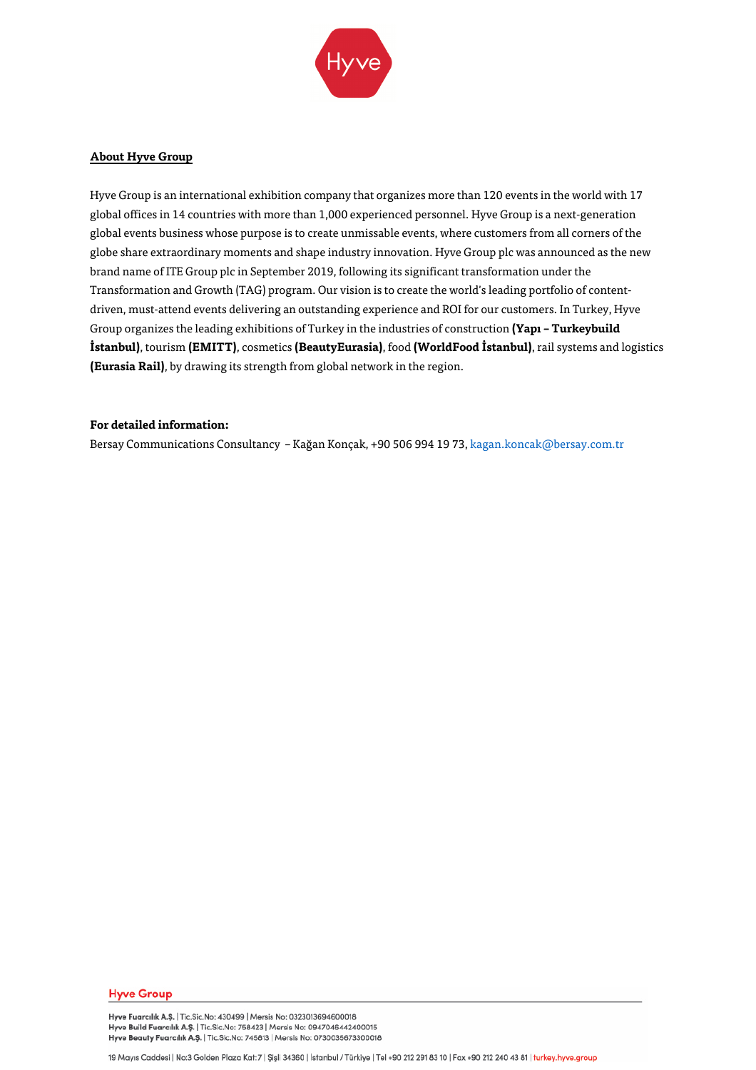**About Hyve Group**

Hyve Group is an international exhibition company that organizes more than 120 events in the world with 17 global offices in 14 countries with more than 1,000 experienced personnel. Hyve Group is a next-generation global events business whose purpose is to create unmissable events, where customers from all corners of the globe share extraordinary moments and shape industry innovation. Hyve Group plc was announced as the new brand name of ITE Group plc in September 2019, following its significant transformation under the Transformation and Growth (TAG) program. Our vision is to create the world's leading portfolio of content-driven, must-attend events delivering an outstanding experience and ROI for our customers. In Turkey, Hyve Group organizes the leading exhibitions of Turkey in the industries of construction **(Yapı – Turkeybuild İstanbul)**, tourism **(EMITT)**, cosmetics **(BeautyEurasia)**, food **(WorldFood İstanbul)**, rail systems and logistics **(Eurasia Rail)**, by drawing its strength from global network in the region.

**For detailed information:**

Bersay Communications Consultancy – Kağan Konçak, +90 506 994 19 73, kagan.koncak@bersay.com.tr